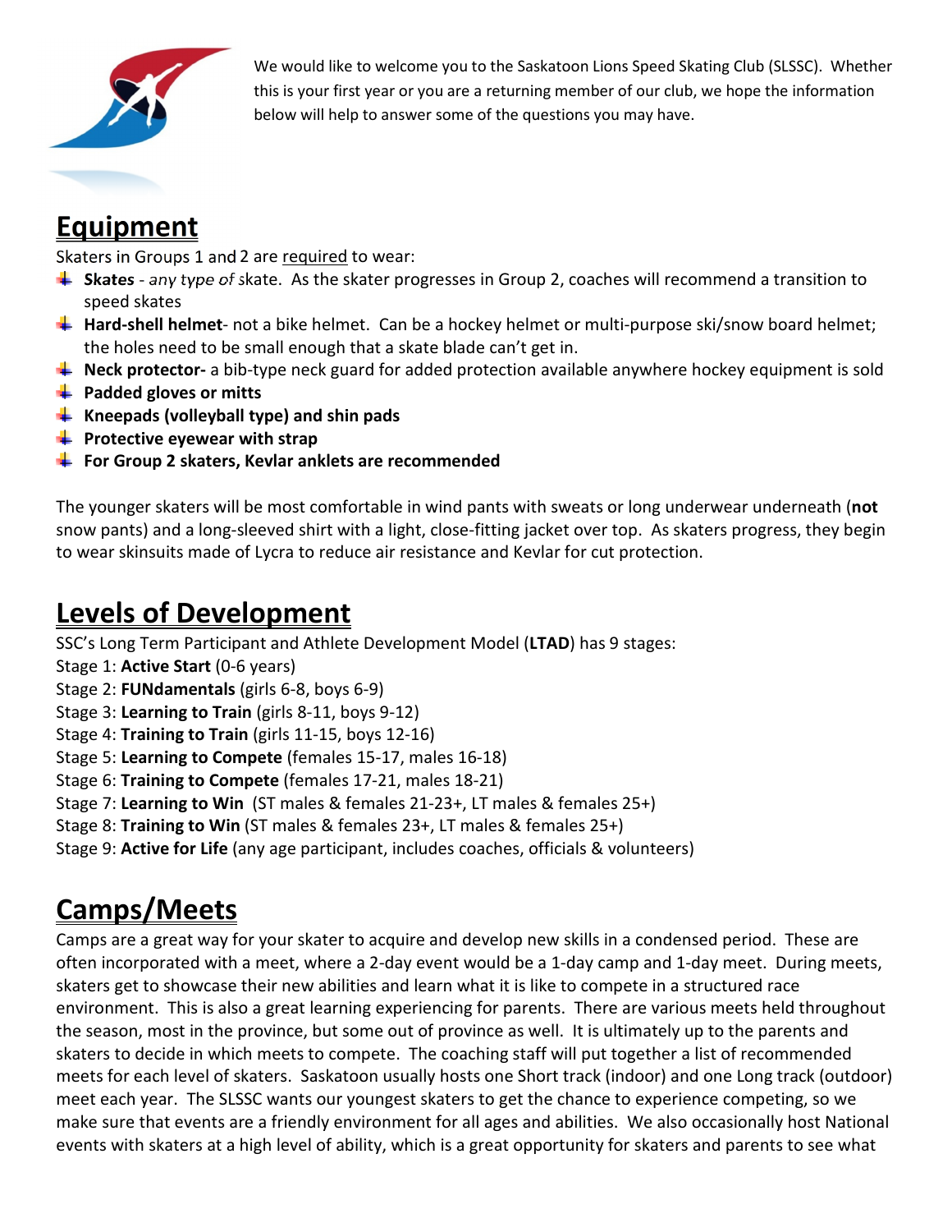We would like to welcome you to the Saskatoon Lions Speed Skating Club (SLSSC). Whether this is your first year or you are a returning member of our club, we hope the information below will help to answer some of the questions you may have.

## Equipment

Skaters in Groups 1 and 2 are required to wear:

- **Skates** - *any type of* skate. As the skater progresses in Group 2, coaches will recommend a transition to speed skates
- **Hard-shell helmet**- not a bike helmet. Can be a hockey helmet or multi-purpose ski/snow board helmet; the holes need to be small enough that a skate blade can't get in.
- **Neck protector-** a bib-type neck guard for added protection available anywhere hockey equipment is sold
- **Padded gloves or mitts**
- **Kneepads (volleyball type) and shin pads**
- **Protective eyewear with strap**
- **For Group 2 skaters, Kevlar anklets are recommended**

The younger skaters will be most comfortable in wind pants with sweats or long underwear underneath (**not** snow pants) and a long-sleeved shirt with a light, close-fitting jacket over top. As skaters progress, they begin to wear skinsuits made of Lycra to reduce air resistance and Kevlar for cut protection.

## Levels of Development

SSC's Long Term Participant and Athlete Development Model (**LTAD**) has 9 stages:

Stage 1: **Active Start** (0-6 years)
Stage 2: **FUNdamentals** (girls 6-8, boys 6-9)
Stage 3: **Learning to Train** (girls 8-11, boys 9-12)
Stage 4: **Training to Train** (girls 11-15, boys 12-16)
Stage 5: **Learning to Compete** (females 15-17, males 16-18)
Stage 6: **Training to Compete** (females 17-21, males 18-21)
Stage 7: **Learning to Win** (ST males & females 21-23+, LT males & females 25+)
Stage 8: **Training to Win** (ST males & females 23+, LT males & females 25+)
Stage 9: **Active for Life** (any age participant, includes coaches, officials & volunteers)

## Camps/Meets

Camps are a great way for your skater to acquire and develop new skills in a condensed period. These are often incorporated with a meet, where a 2-day event would be a 1-day camp and 1-day meet. During meets, skaters get to showcase their new abilities and learn what it is like to compete in a structured race environment. This is also a great learning experiencing for parents. There are various meets held throughout the season, most in the province, but some out of province as well. It is ultimately up to the parents and skaters to decide in which meets to compete. The coaching staff will put together a list of recommended meets for each level of skaters. Saskatoon usually hosts one Short track (indoor) and one Long track (outdoor) meet each year. The SLSSC wants our youngest skaters to get the chance to experience competing, so we make sure that events are a friendly environment for all ages and abilities. We also occasionally host National events with skaters at a high level of ability, which is a great opportunity for skaters and parents to see what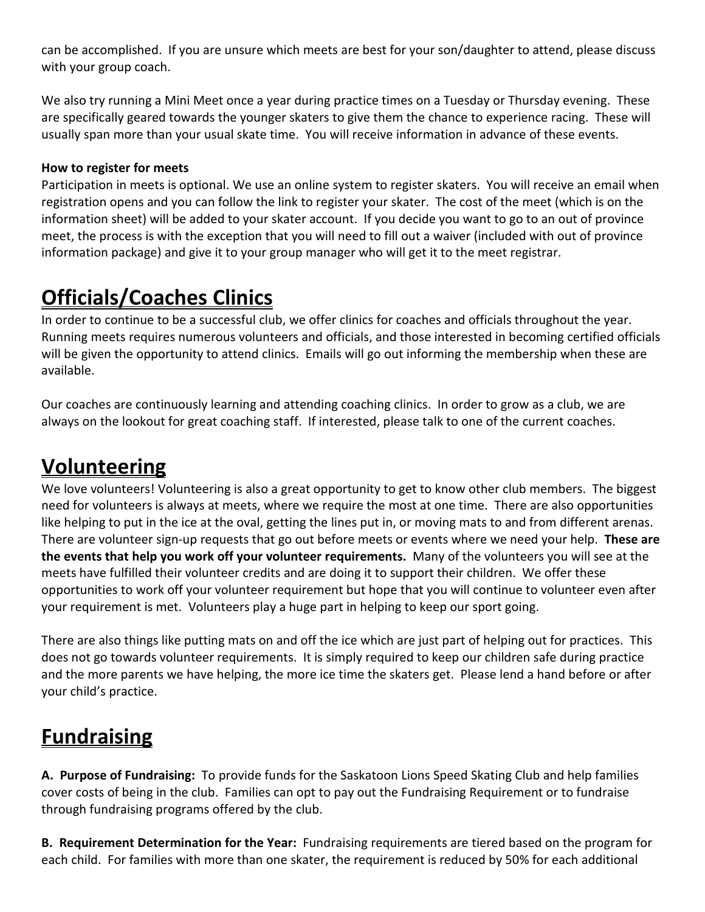can be accomplished. If you are unsure which meets are best for your son/daughter to attend, please discuss with your group coach.

We also try running a Mini Meet once a year during practice times on a Tuesday or Thursday evening. These are specifically geared towards the younger skaters to give them the chance to experience racing. These will usually span more than your usual skate time. You will receive information in advance of these events.

**How to register for meets**

Participation in meets is optional. We use an online system to register skaters. You will receive an email when registration opens and you can follow the link to register your skater. The cost of the meet (which is on the information sheet) will be added to your skater account. If you decide you want to go to an out of province meet, the process is with the exception that you will need to fill out a waiver (included with out of province information package) and give it to your group manager who will get it to the meet registrar.

# Officials/Coaches Clinics

In order to continue to be a successful club, we offer clinics for coaches and officials throughout the year. Running meets requires numerous volunteers and officials, and those interested in becoming certified officials will be given the opportunity to attend clinics. Emails will go out informing the membership when these are available.

Our coaches are continuously learning and attending coaching clinics. In order to grow as a club, we are always on the lookout for great coaching staff. If interested, please talk to one of the current coaches.

# Volunteering

We love volunteers! Volunteering is also a great opportunity to get to know other club members. The biggest need for volunteers is always at meets, where we require the most at one time. There are also opportunities like helping to put in the ice at the oval, getting the lines put in, or moving mats to and from different arenas. There are volunteer sign-up requests that go out before meets or events where we need your help. **These are the events that help you work off your volunteer requirements.** Many of the volunteers you will see at the meets have fulfilled their volunteer credits and are doing it to support their children. We offer these opportunities to work off your volunteer requirement but hope that you will continue to volunteer even after your requirement is met. Volunteers play a huge part in helping to keep our sport going.

There are also things like putting mats on and off the ice which are just part of helping out for practices. This does not go towards volunteer requirements. It is simply required to keep our children safe during practice and the more parents we have helping, the more ice time the skaters get. Please lend a hand before or after your child's practice.

# Fundraising

**A. Purpose of Fundraising:** To provide funds for the Saskatoon Lions Speed Skating Club and help families cover costs of being in the club. Families can opt to pay out the Fundraising Requirement or to fundraise through fundraising programs offered by the club.

**B. Requirement Determination for the Year:** Fundraising requirements are tiered based on the program for each child. For families with more than one skater, the requirement is reduced by 50% for each additional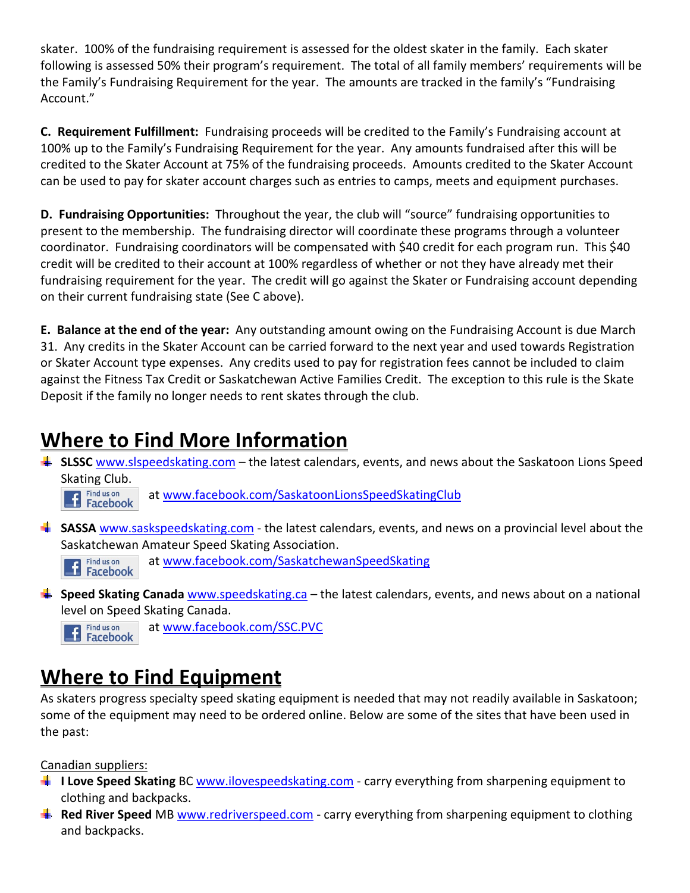skater. 100% of the fundraising requirement is assessed for the oldest skater in the family. Each skater following is assessed 50% their program's requirement. The total of all family members' requirements will be the Family's Fundraising Requirement for the year. The amounts are tracked in the family's "Fundraising Account."

**C. Requirement Fulfillment:** Fundraising proceeds will be credited to the Family's Fundraising account at 100% up to the Family's Fundraising Requirement for the year. Any amounts fundraised after this will be credited to the Skater Account at 75% of the fundraising proceeds. Amounts credited to the Skater Account can be used to pay for skater account charges such as entries to camps, meets and equipment purchases.

**D. Fundraising Opportunities:** Throughout the year, the club will "source" fundraising opportunities to present to the membership. The fundraising director will coordinate these programs through a volunteer coordinator. Fundraising coordinators will be compensated with $40 credit for each program run. This $40 credit will be credited to their account at 100% regardless of whether or not they have already met their fundraising requirement for the year. The credit will go against the Skater or Fundraising account depending on their current fundraising state (See C above).

**E. Balance at the end of the year:** Any outstanding amount owing on the Fundraising Account is due March 31. Any credits in the Skater Account can be carried forward to the next year and used towards Registration or Skater Account type expenses. Any credits used to pay for registration fees cannot be included to claim against the Fitness Tax Credit or Saskatchewan Active Families Credit. The exception to this rule is the Skate Deposit if the family no longer needs to rent skates through the club.

# Where to Find More Information

- **SLSSC** www.slspeedskating.com – the latest calendars, events, and news about the Saskatoon Lions Speed Skating Club.
  Find us on Facebook at www.facebook.com/SaskatoonLionsSpeedSkatingClub
- **SASSA** www.saskspeedskating.com - the latest calendars, events, and news on a provincial level about the Saskatchewan Amateur Speed Skating Association.
  Find us on Facebook at www.facebook.com/SaskatchewanSpeedSkating
- **Speed Skating Canada** www.speedskating.ca – the latest calendars, events, and news about on a national level on Speed Skating Canada.
  Find us on Facebook at www.facebook.com/SSC.PVC

# Where to Find Equipment

As skaters progress specialty speed skating equipment is needed that may not readily available in Saskatoon; some of the equipment may need to be ordered online. Below are some of the sites that have been used in the past:

Canadian suppliers:

- **I Love Speed Skating** BC www.ilovespeedskating.com - carry everything from sharpening equipment to clothing and backpacks.
- **Red River Speed** MB www.redriverspeed.com - carry everything from sharpening equipment to clothing and backpacks.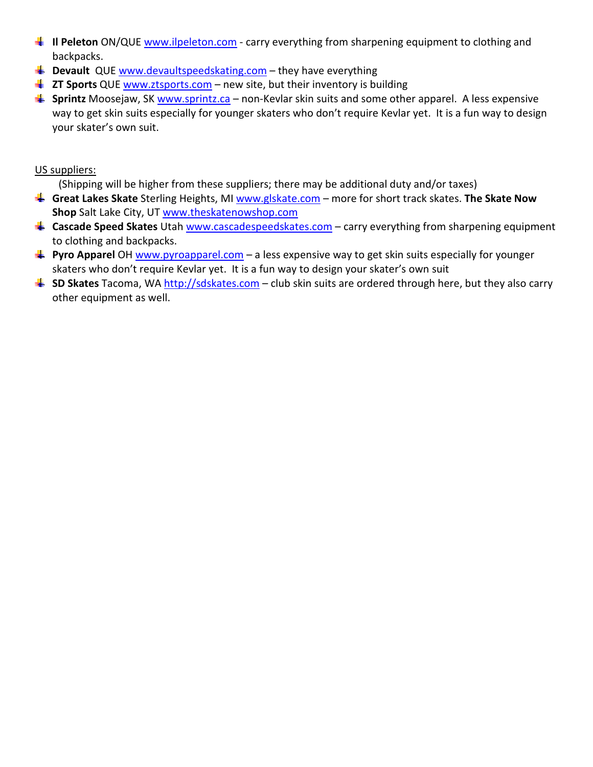- **Il Peleton** ON/QUE www.ilpeleton.com - carry everything from sharpening equipment to clothing and backpacks.
- **Devault** QUE www.devaultspeedskating.com – they have everything
- **ZT Sports** QUE www.ztsports.com – new site, but their inventory is building
- **Sprintz** Moosejaw, SK www.sprintz.ca – non-Kevlar skin suits and some other apparel. A less expensive way to get skin suits especially for younger skaters who don't require Kevlar yet. It is a fun way to design your skater's own suit.

<u>US suppliers:</u>

(Shipping will be higher from these suppliers; there may be additional duty and/or taxes)

- **Great Lakes Skate** Sterling Heights, MI www.glskate.com – more for short track skates. **The Skate Now Shop** Salt Lake City, UT www.theskatenowshop.com
- **Cascade Speed Skates** Utah www.cascadespeedskates.com – carry everything from sharpening equipment to clothing and backpacks.
- **Pyro Apparel** OH www.pyroapparel.com – a less expensive way to get skin suits especially for younger skaters who don't require Kevlar yet. It is a fun way to design your skater's own suit
- **SD Skates** Tacoma, WA http://sdskates.com – club skin suits are ordered through here, but they also carry other equipment as well.